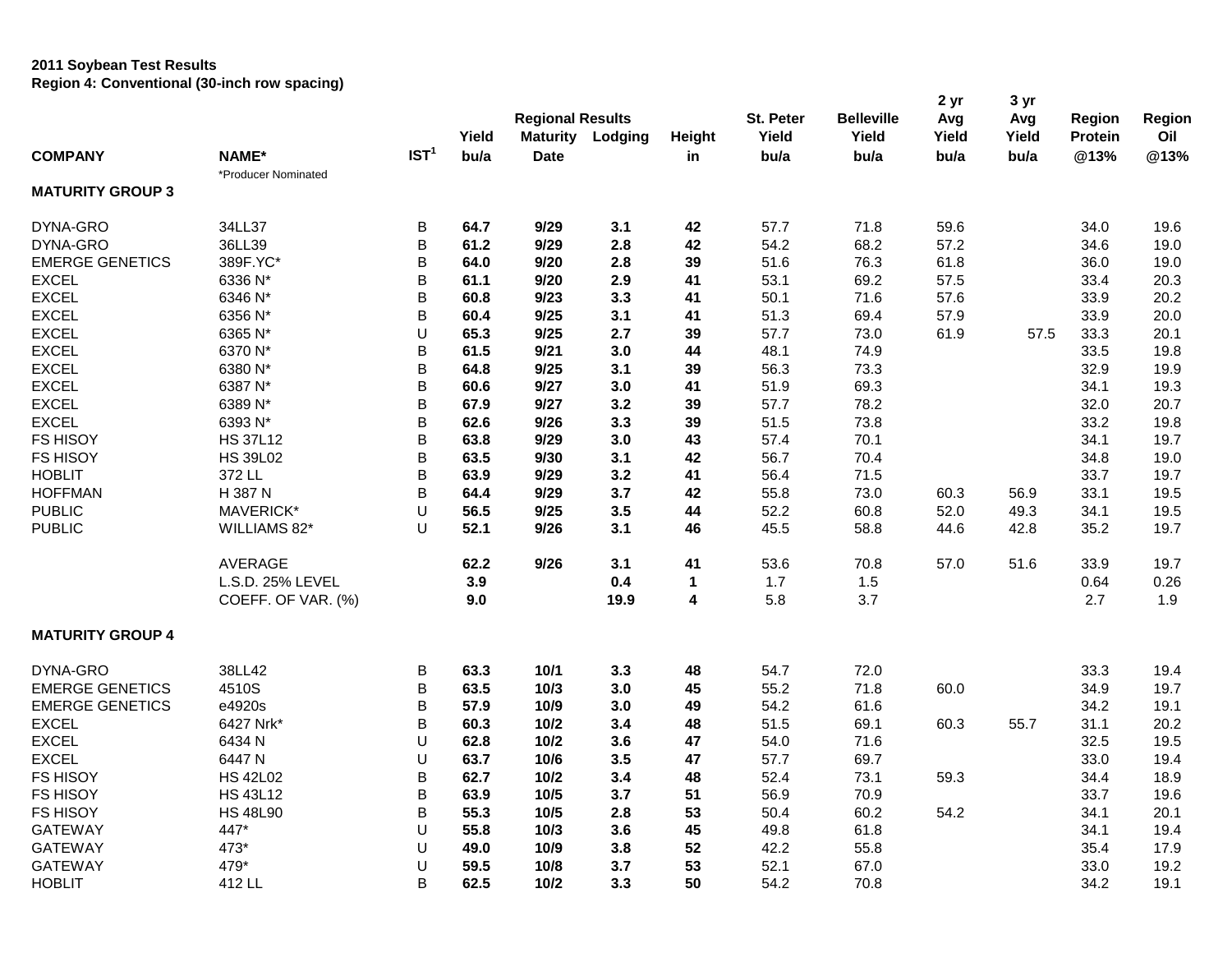**2011 Soybean Test Results**
**Region 4: Conventional (30-inch row spacing)**

| COMPANY | NAME* | IST[1] | Yield bu/a | Regional Results Maturity Date | Lodging | Height in | St. Peter Yield bu/a | Belleville Yield bu/a | 2 yr Avg Yield bu/a | 3 yr Avg Yield bu/a | Region Protein @13% | Region Oil @13% |
|---|---|---|---|---|---|---|---|---|---|---|---|---|
| | *Producer Nominated | | | | | | | | | | | |
| **MATURITY GROUP 3** | | | | | | | | | | | | |
| DYNA-GRO | 34LL37 | B | **64.7** | **9/29** | **3.1** | **42** | 57.7 | 71.8 | 59.6 | | 34.0 | 19.6 |
| DYNA-GRO | 36LL39 | B | **61.2** | **9/29** | **2.8** | **42** | 54.2 | 68.2 | 57.2 | | 34.6 | 19.0 |
| EMERGE GENETICS | 389F.YC* | B | **64.0** | **9/20** | **2.8** | **39** | 51.6 | 76.3 | 61.8 | | 36.0 | 19.0 |
| EXCEL | 6336 N* | B | **61.1** | **9/20** | **2.9** | **41** | 53.1 | 69.2 | 57.5 | | 33.4 | 20.3 |
| EXCEL | 6346 N* | B | **60.8** | **9/23** | **3.3** | **41** | 50.1 | 71.6 | 57.6 | | 33.9 | 20.2 |
| EXCEL | 6356 N* | B | **60.4** | **9/25** | **3.1** | **41** | 51.3 | 69.4 | 57.9 | | 33.9 | 20.0 |
| EXCEL | 6365 N* | U | **65.3** | **9/25** | **2.7** | **39** | 57.7 | 73.0 | 61.9 | 57.5 | 33.3 | 20.1 |
| EXCEL | 6370 N* | B | **61.5** | **9/21** | **3.0** | **44** | 48.1 | 74.9 | | | 33.5 | 19.8 |
| EXCEL | 6380 N* | B | **64.8** | **9/25** | **3.1** | **39** | 56.3 | 73.3 | | | 32.9 | 19.9 |
| EXCEL | 6387 N* | B | **60.6** | **9/27** | **3.0** | **41** | 51.9 | 69.3 | | | 34.1 | 19.3 |
| EXCEL | 6389 N* | B | **67.9** | **9/27** | **3.2** | **39** | 57.7 | 78.2 | | | 32.0 | 20.7 |
| EXCEL | 6393 N* | B | **62.6** | **9/26** | **3.3** | **39** | 51.5 | 73.8 | | | 33.2 | 19.8 |
| FS HISOY | HS 37L12 | B | **63.8** | **9/29** | **3.0** | **43** | 57.4 | 70.1 | | | 34.1 | 19.7 |
| FS HISOY | HS 39L02 | B | **63.5** | **9/30** | **3.1** | **42** | 56.7 | 70.4 | | | 34.8 | 19.0 |
| HOBLIT | 372 LL | B | **63.9** | **9/29** | **3.2** | **41** | 56.4 | 71.5 | | | 33.7 | 19.7 |
| HOFFMAN | H 387 N | B | **64.4** | **9/29** | **3.7** | **42** | 55.8 | 73.0 | 60.3 | 56.9 | 33.1 | 19.5 |
| PUBLIC | MAVERICK* | U | **56.5** | **9/25** | **3.5** | **44** | 52.2 | 60.8 | 52.0 | 49.3 | 34.1 | 19.5 |
| PUBLIC | WILLIAMS 82* | U | **52.1** | **9/26** | **3.1** | **46** | 45.5 | 58.8 | 44.6 | 42.8 | 35.2 | 19.7 |
| | AVERAGE | | **62.2** | **9/26** | **3.1** | **41** | 53.6 | 70.8 | 57.0 | 51.6 | 33.9 | 19.7 |
| | L.S.D. 25% LEVEL | | **3.9** | | **0.4** | **1** | 1.7 | 1.5 | | | 0.64 | 0.26 |
| | COEFF. OF VAR. (%) | | **9.0** | | **19.9** | **4** | 5.8 | 3.7 | | | 2.7 | 1.9 |
| **MATURITY GROUP 4** | | | | | | | | | | | | |
| DYNA-GRO | 38LL42 | B | **63.3** | **10/1** | **3.3** | **48** | 54.7 | 72.0 | | | 33.3 | 19.4 |
| EMERGE GENETICS | 4510S | B | **63.5** | **10/3** | **3.0** | **45** | 55.2 | 71.8 | 60.0 | | 34.9 | 19.7 |
| EMERGE GENETICS | e4920s | B | **57.9** | **10/9** | **3.0** | **49** | 54.2 | 61.6 | | | 34.2 | 19.1 |
| EXCEL | 6427 Nrk* | B | **60.3** | **10/2** | **3.4** | **48** | 51.5 | 69.1 | 60.3 | 55.7 | 31.1 | 20.2 |
| EXCEL | 6434 N | U | **62.8** | **10/2** | **3.6** | **47** | 54.0 | 71.6 | | | 32.5 | 19.5 |
| EXCEL | 6447 N | U | **63.7** | **10/6** | **3.5** | **47** | 57.7 | 69.7 | | | 33.0 | 19.4 |
| FS HISOY | HS 42L02 | B | **62.7** | **10/2** | **3.4** | **48** | 52.4 | 73.1 | 59.3 | | 34.4 | 18.9 |
| FS HISOY | HS 43L12 | B | **63.9** | **10/5** | **3.7** | **51** | 56.9 | 70.9 | | | 33.7 | 19.6 |
| FS HISOY | HS 48L90 | B | **55.3** | **10/5** | **2.8** | **53** | 50.4 | 60.2 | 54.2 | | 34.1 | 20.1 |
| GATEWAY | 447* | U | **55.8** | **10/3** | **3.6** | **45** | 49.8 | 61.8 | | | 34.1 | 19.4 |
| GATEWAY | 473* | U | **49.0** | **10/9** | **3.8** | **52** | 42.2 | 55.8 | | | 35.4 | 17.9 |
| GATEWAY | 479* | U | **59.5** | **10/8** | **3.7** | **53** | 52.1 | 67.0 | | | 33.0 | 19.2 |
| HOBLIT | 412 LL | B | **62.5** | **10/2** | **3.3** | **50** | 54.2 | 70.8 | | | 34.2 | 19.1 |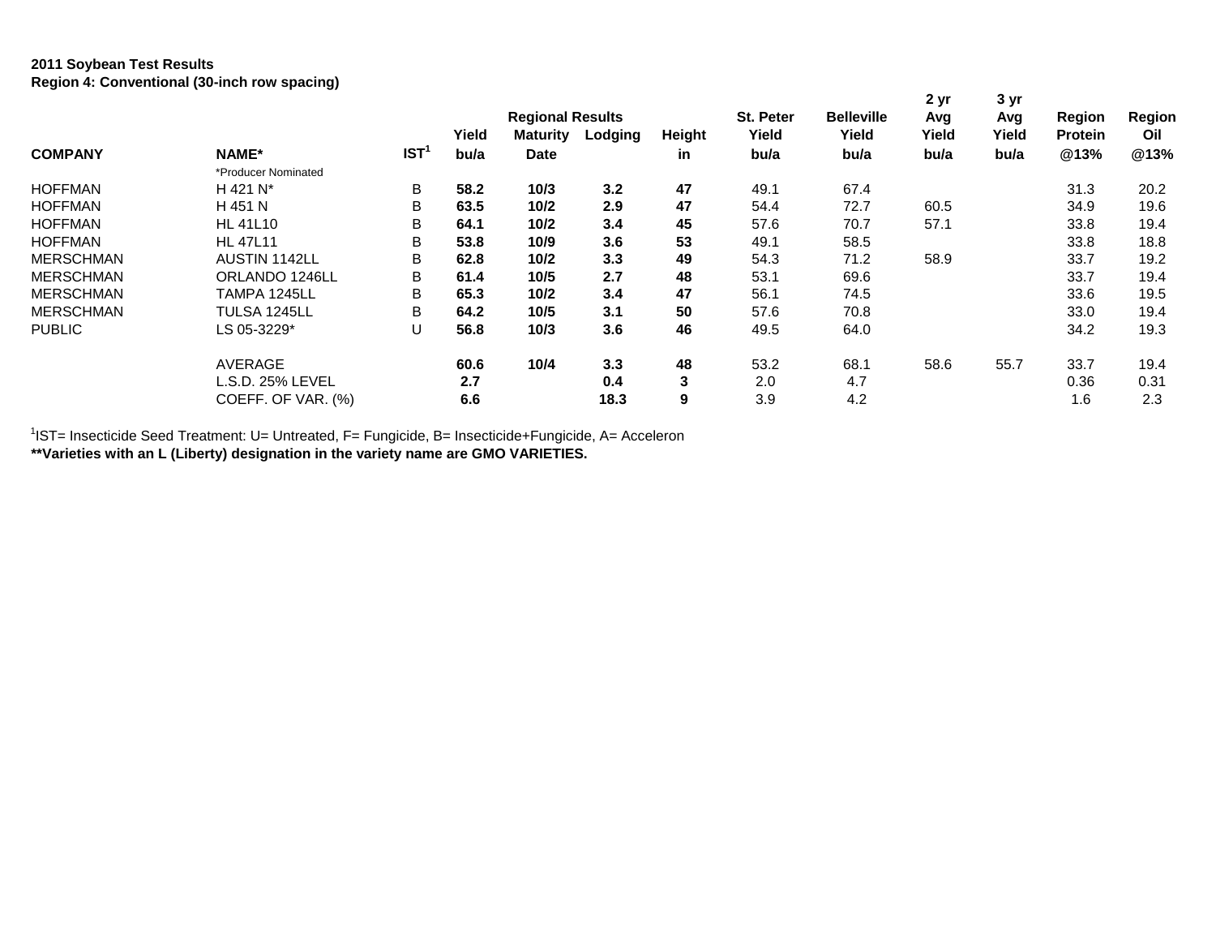**2011 Soybean Test Results**
**Region 4: Conventional (30-inch row spacing)**

| COMPANY | NAME* | IST[1] | Regional Results Yield bu/a | Maturity Date | Lodging | Height in | St. Peter Yield bu/a | Belleville Yield bu/a | 2 yr Avg Yield bu/a | 3 yr Avg Yield bu/a | Region Protein @13% | Region Oil @13% |
|---|---|---|---|---|---|---|---|---|---|---|---|---|
| | *Producer Nominated | | | | | | | | | | | |
| HOFFMAN | H 421 N* | B | **58.2** | **10/3** | **3.2** | **47** | 49.1 | 67.4 | | | 31.3 | 20.2 |
| HOFFMAN | H 451 N | B | **63.5** | **10/2** | **2.9** | **47** | 54.4 | 72.7 | 60.5 | | 34.9 | 19.6 |
| HOFFMAN | HL 41L10 | B | **64.1** | **10/2** | **3.4** | **45** | 57.6 | 70.7 | 57.1 | | 33.8 | 19.4 |
| HOFFMAN | HL 47L11 | B | **53.8** | **10/9** | **3.6** | **53** | 49.1 | 58.5 | | | 33.8 | 18.8 |
| MERSCHMAN | AUSTIN 1142LL | B | **62.8** | **10/2** | **3.3** | **49** | 54.3 | 71.2 | 58.9 | | 33.7 | 19.2 |
| MERSCHMAN | ORLANDO 1246LL | B | **61.4** | **10/5** | **2.7** | **48** | 53.1 | 69.6 | | | 33.7 | 19.4 |
| MERSCHMAN | TAMPA 1245LL | B | **65.3** | **10/2** | **3.4** | **47** | 56.1 | 74.5 | | | 33.6 | 19.5 |
| MERSCHMAN | TULSA 1245LL | B | **64.2** | **10/5** | **3.1** | **50** | 57.6 | 70.8 | | | 33.0 | 19.4 |
| PUBLIC | LS 05-3229* | U | **56.8** | **10/3** | **3.6** | **46** | 49.5 | 64.0 | | | 34.2 | 19.3 |
| | AVERAGE | | **60.6** | **10/4** | **3.3** | **48** | 53.2 | 68.1 | 58.6 | 55.7 | 33.7 | 19.4 |
| | L.S.D. 25% LEVEL | | **2.7** | | **0.4** | **3** | 2.0 | 4.7 | | | 0.36 | 0.31 |
| | COEFF. OF VAR. (%) | | **6.6** | | **18.3** | **9** | 3.9 | 4.2 | | | 1.6 | 2.3 |

[1]IST= Insecticide Seed Treatment: U= Untreated, F= Fungicide, B= Insecticide+Fungicide, A= Acceleron
**\*\*Varieties with an L (Liberty) designation in the variety name are GMO VARIETIES.**